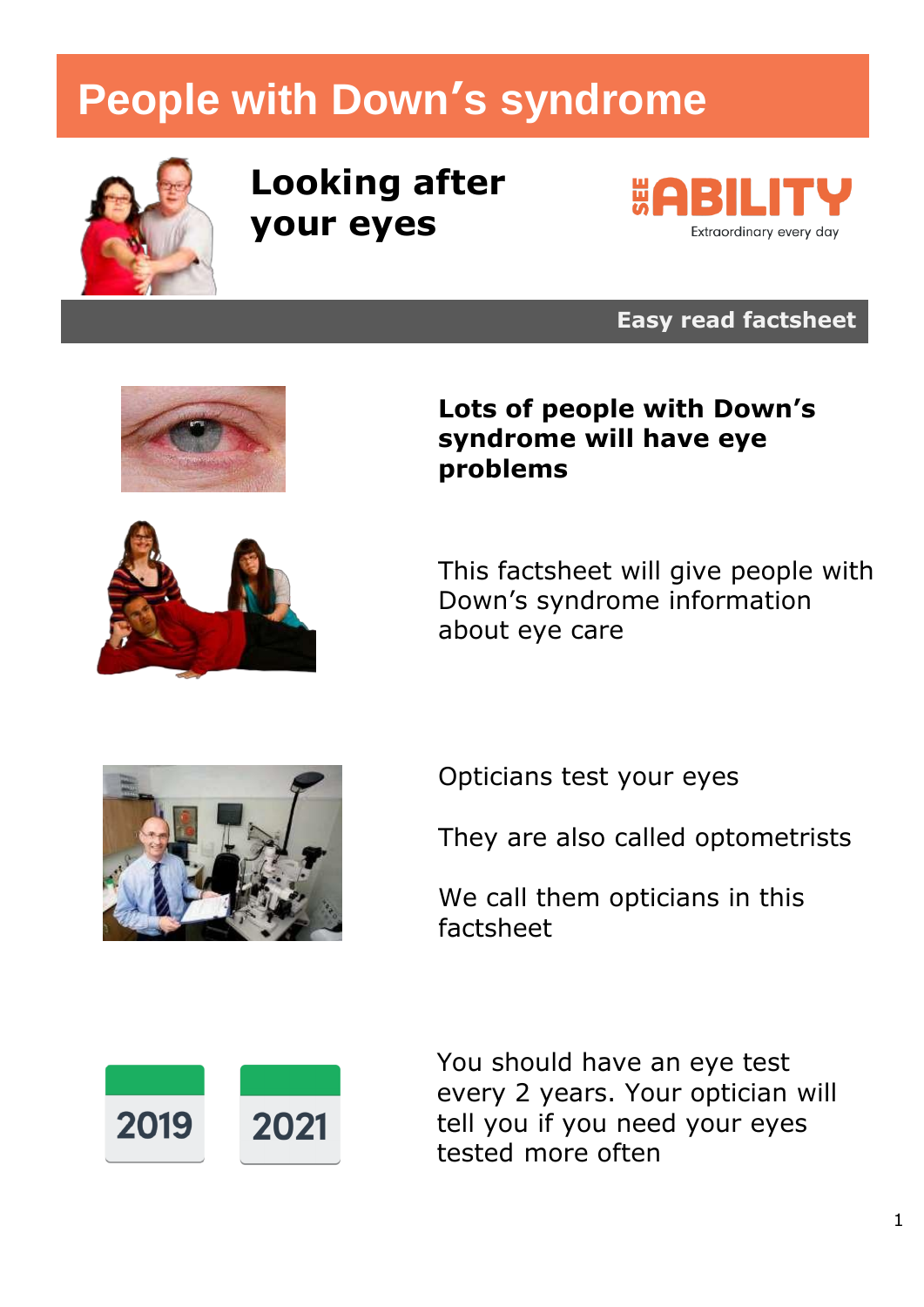# People with Down’s syndrome

## Looking after your eyes

SEE ABILITY
Extraordinary every day

Easy read factsheet

**Lots of people with Down’s syndrome will have eye problems**

This factsheet will give people with Down’s syndrome information about eye care

Opticians test your eyes

They are also called optometrists

We call them opticians in this factsheet

2019 2021

You should have an eye test every 2 years. Your optician will tell you if you need your eyes tested more often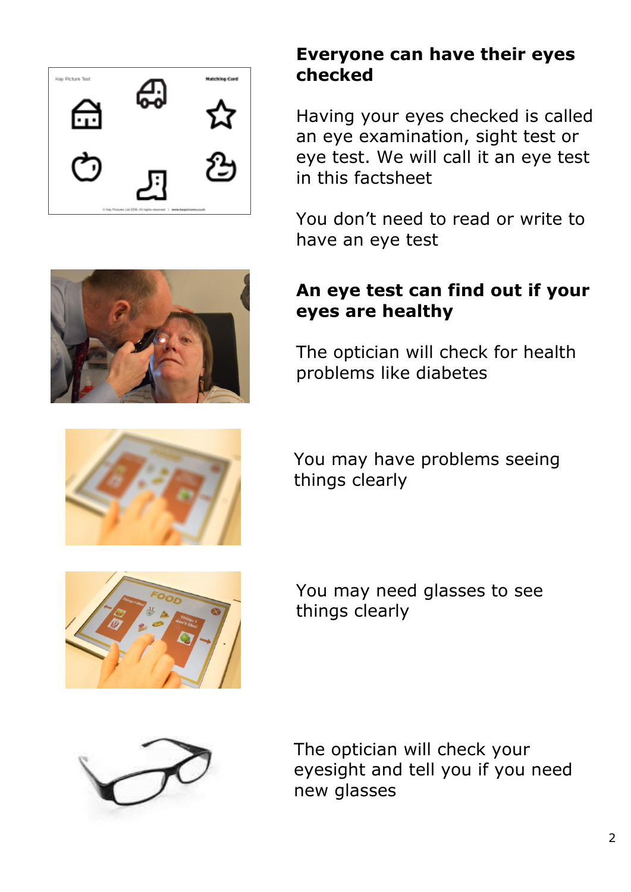## Everyone can have their eyes checked

Having your eyes checked is called an eye examination, sight test or eye test. We will call it an eye test in this factsheet

You don't need to read or write to have an eye test

## An eye test can find out if your eyes are healthy

The optician will check for health problems like diabetes

You may have problems seeing things clearly

You may need glasses to see things clearly

The optician will check your eyesight and tell you if you need new glasses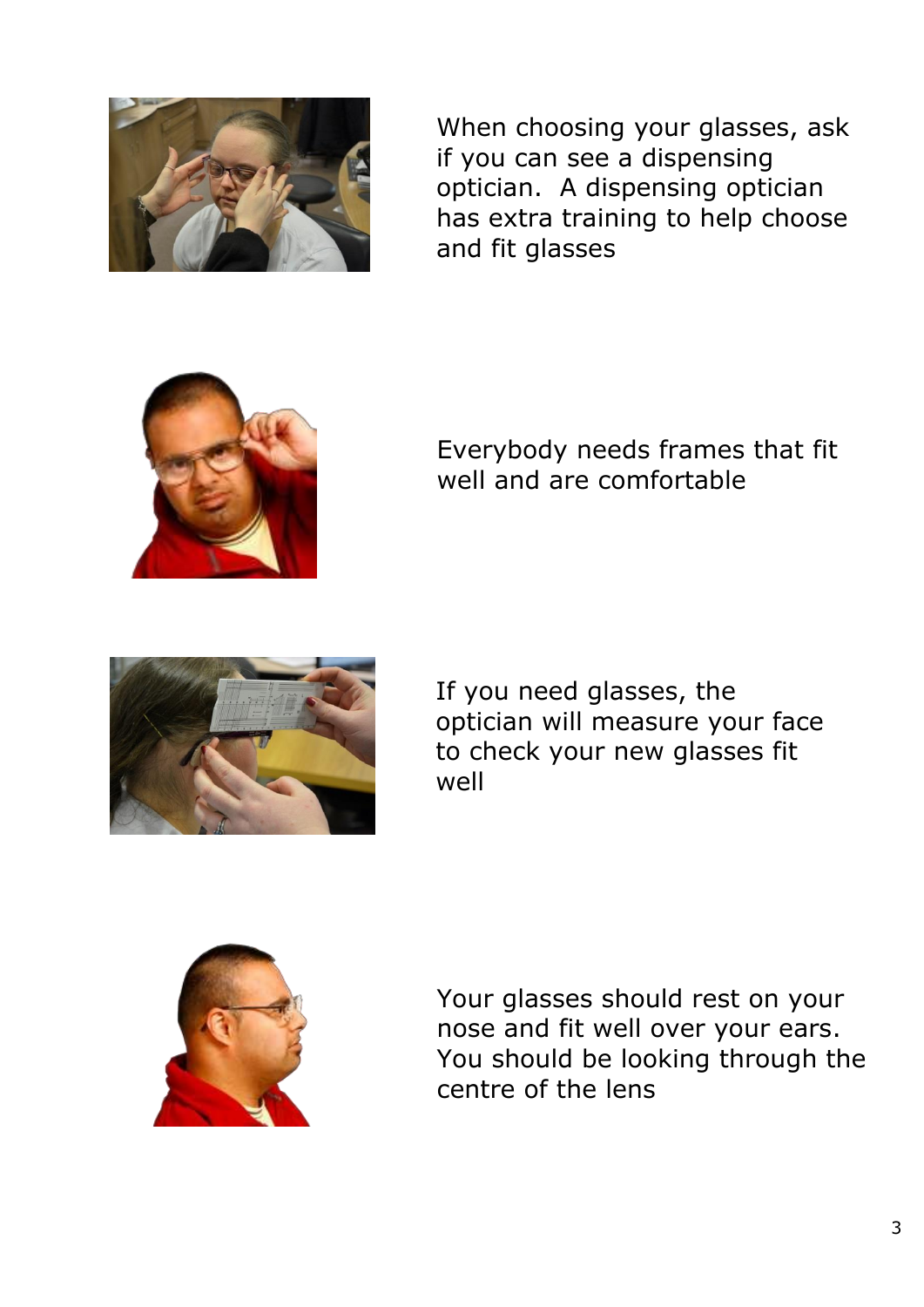When choosing your glasses, ask if you can see a dispensing optician.  A dispensing optician has extra training to help choose and fit glasses

Everybody needs frames that fit well and are comfortable

If you need glasses, the optician will measure your face to check your new glasses fit well

Your glasses should rest on your nose and fit well over your ears. You should be looking through the centre of the lens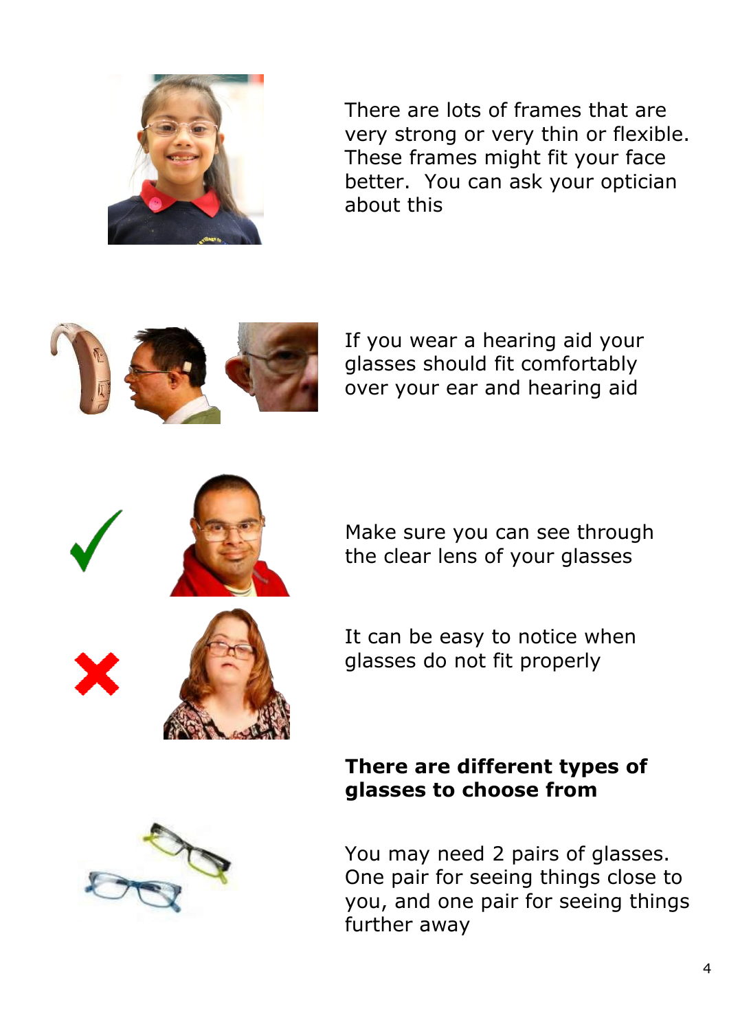There are lots of frames that are very strong or very thin or flexible. These frames might fit your face better.  You can ask your optician about this

If you wear a hearing aid your glasses should fit comfortably over your ear and hearing aid

Make sure you can see through the clear lens of your glasses

It can be easy to notice when glasses do not fit properly

**There are different types of glasses to choose from**

You may need 2 pairs of glasses. One pair for seeing things close to you, and one pair for seeing things further away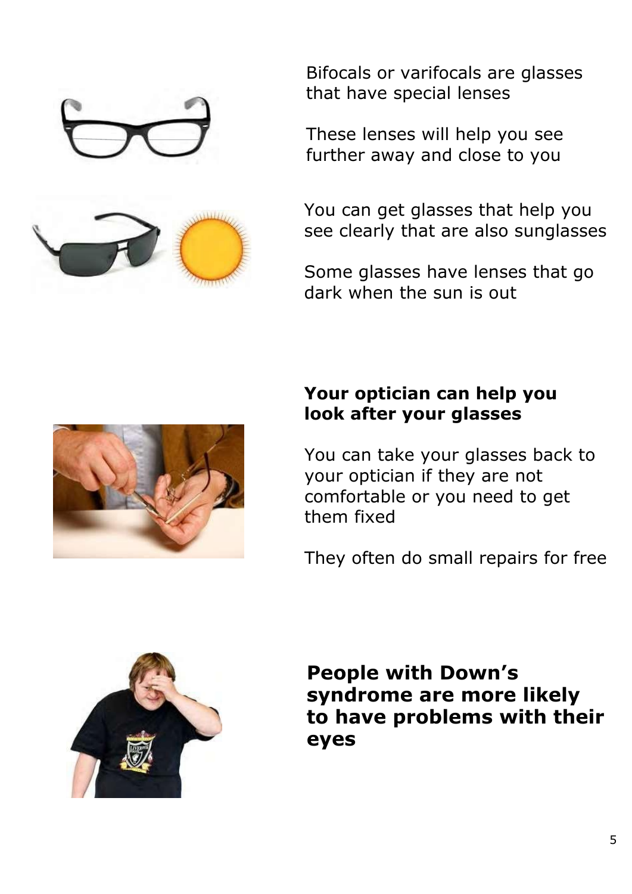Bifocals or varifocals are glasses that have special lenses

These lenses will help you see further away and close to you

You can get glasses that help you see clearly that are also sunglasses

Some glasses have lenses that go dark when the sun is out

**Your optician can help you look after your glasses**

You can take your glasses back to your optician if they are not comfortable or you need to get them fixed

They often do small repairs for free

**People with Down's syndrome are more likely to have problems with their eyes**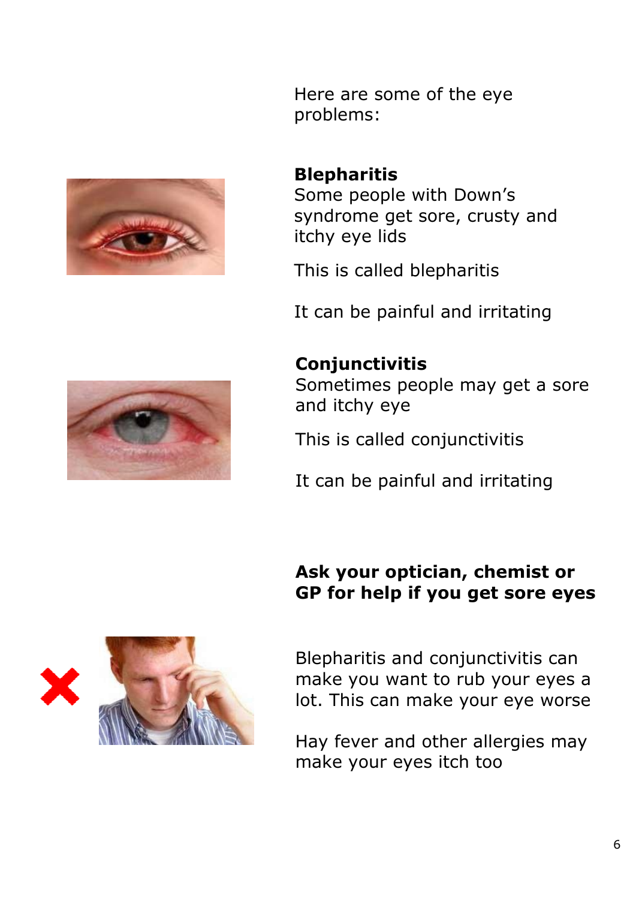Here are some of the eye problems:

**Blepharitis**

Some people with Down's syndrome get sore, crusty and itchy eye lids

This is called blepharitis

It can be painful and irritating

**Conjunctivitis**

Sometimes people may get a sore and itchy eye

This is called conjunctivitis

It can be painful and irritating

**Ask your optician, chemist or GP for help if you get sore eyes**

Blepharitis and conjunctivitis can make you want to rub your eyes a lot. This can make your eye worse

Hay fever and other allergies may make your eyes itch too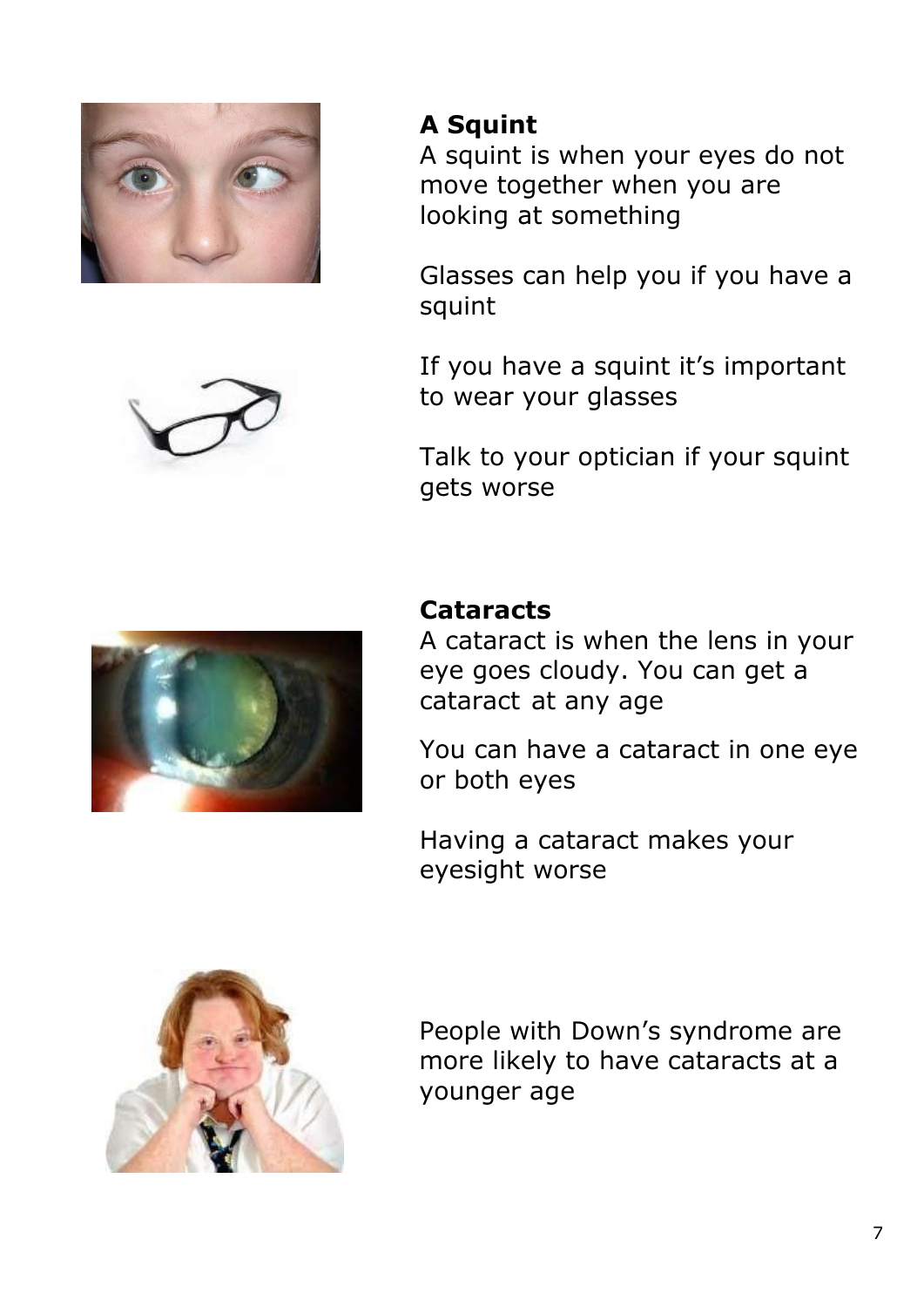## A Squint

A squint is when your eyes do not move together when you are looking at something

Glasses can help you if you have a squint

If you have a squint it's important to wear your glasses

Talk to your optician if your squint gets worse

## Cataracts

A cataract is when the lens in your eye goes cloudy. You can get a cataract at any age

You can have a cataract in one eye or both eyes

Having a cataract makes your eyesight worse

People with Down's syndrome are more likely to have cataracts at a younger age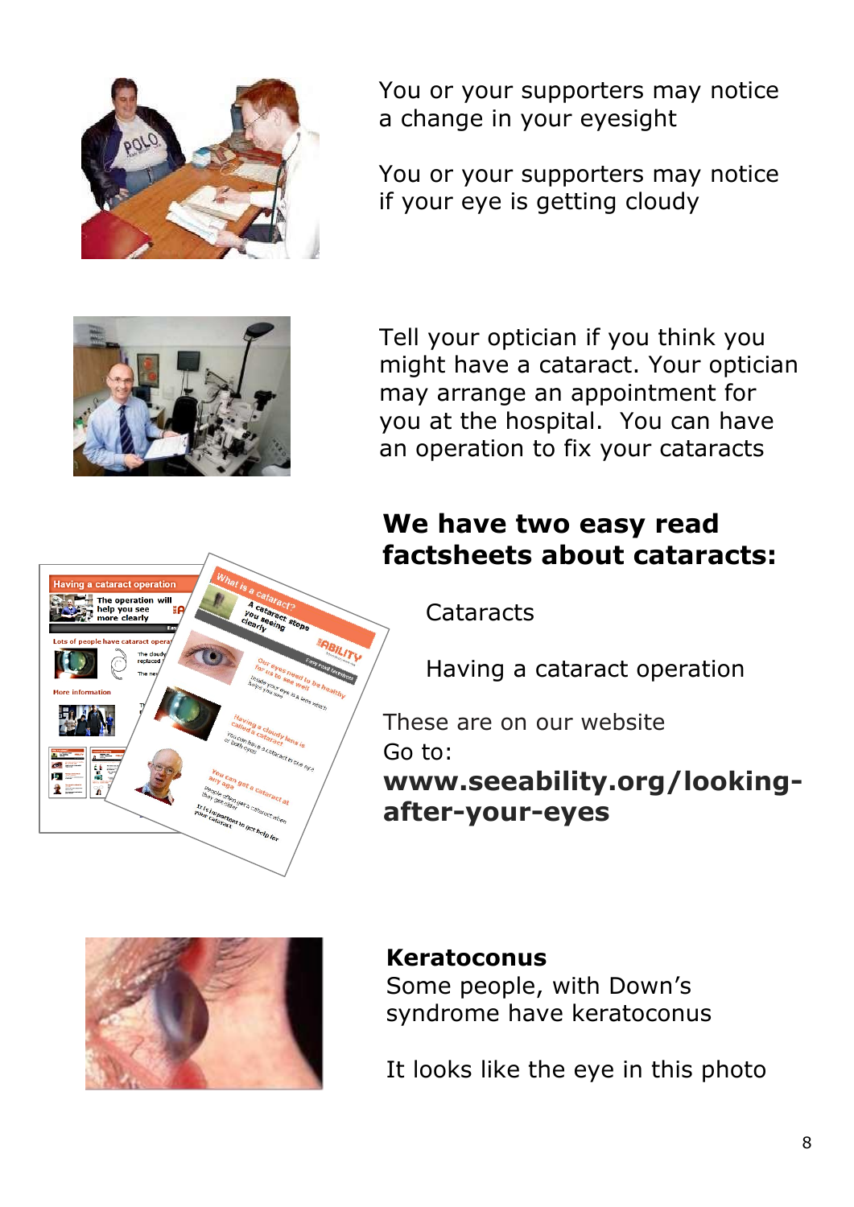You or your supporters may notice a change in your eyesight

You or your supporters may notice if your eye is getting cloudy

Tell your optician if you think you might have a cataract. Your optician may arrange an appointment for you at the hospital. You can have an operation to fix your cataracts

**We have two easy read factsheets about cataracts:**

Cataracts

Having a cataract operation

These are on our website
Go to:
**www.seeability.org/looking-after-your-eyes**

**Keratoconus**
Some people, with Down's syndrome have keratoconus

It looks like the eye in this photo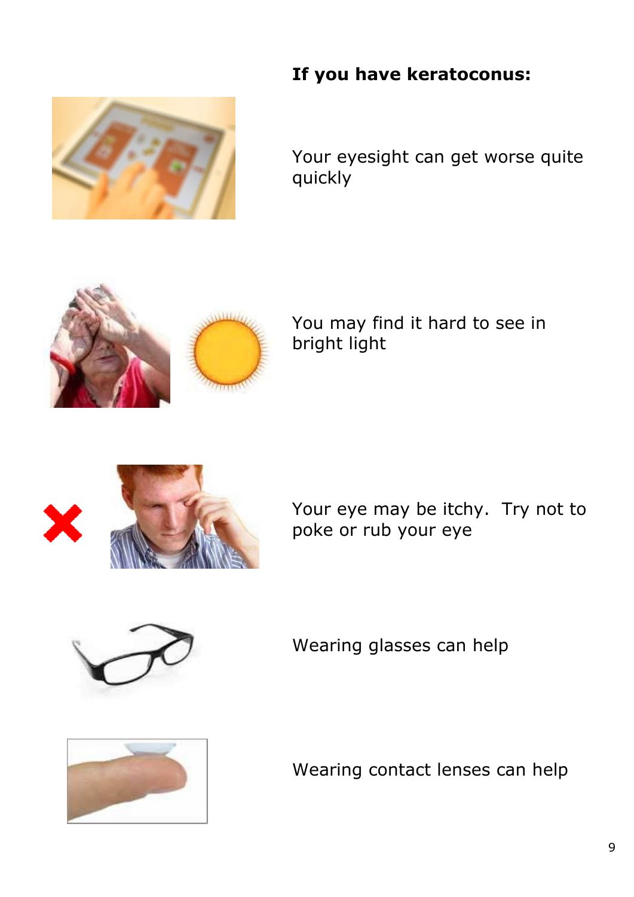**If you have keratoconus:**

Your eyesight can get worse quite quickly

You may find it hard to see in bright light

Your eye may be itchy. Try not to poke or rub your eye

Wearing glasses can help

Wearing contact lenses can help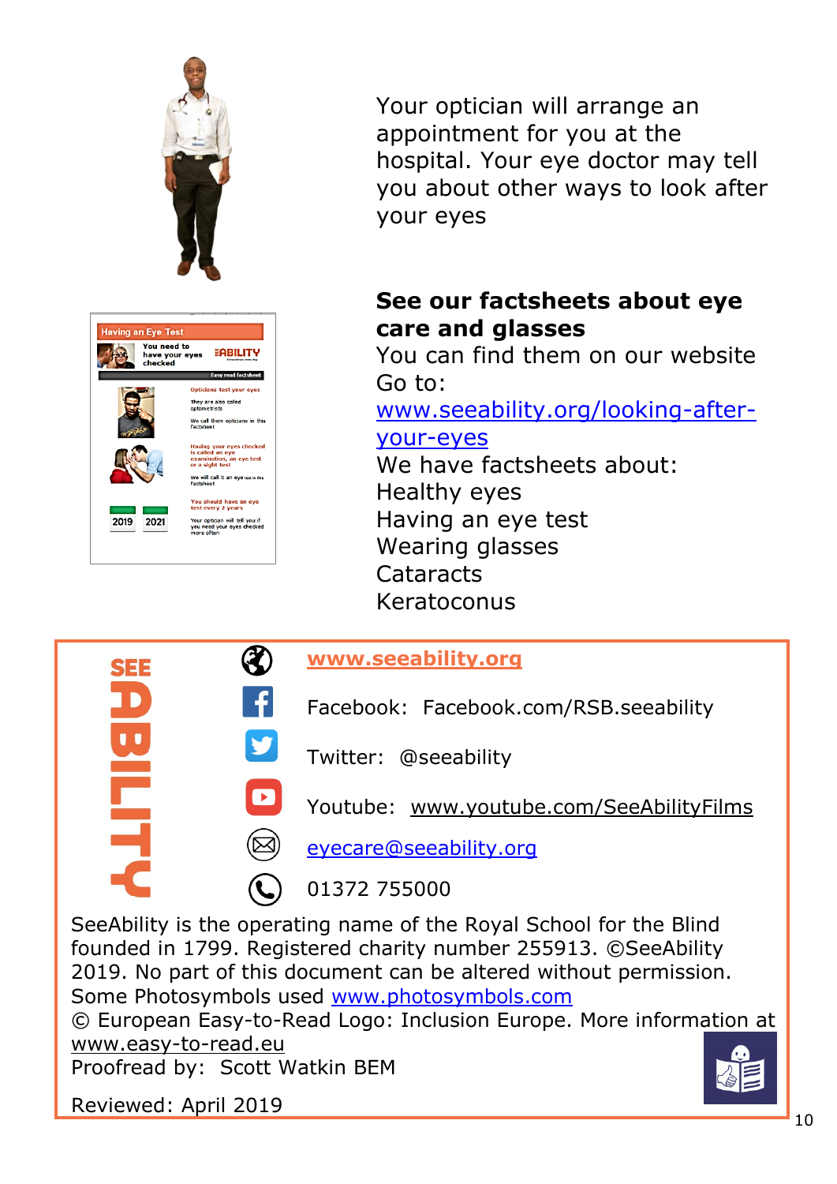Your optician will arrange an appointment for you at the hospital. Your eye doctor may tell you about other ways to look after your eyes

**See our factsheets about eye care and glasses**

You can find them on our website
Go to:
www.seeability.org/looking-after-your-eyes
We have factsheets about:
Healthy eyes
Having an eye test
Wearing glasses
Cataracts
Keratoconus

www.seeability.org

Facebook: Facebook.com/RSB.seeability

Twitter: @seeability

Youtube: www.youtube.com/SeeAbilityFilms

eyecare@seeability.org

01372 755000

SeeAbility is the operating name of the Royal School for the Blind founded in 1799. Registered charity number 255913. ©SeeAbility 2019. No part of this document can be altered without permission. Some Photosymbols used www.photosymbols.com
© European Easy-to-Read Logo: Inclusion Europe. More information at www.easy-to-read.eu
Proofread by: Scott Watkin BEM

Reviewed: April 2019